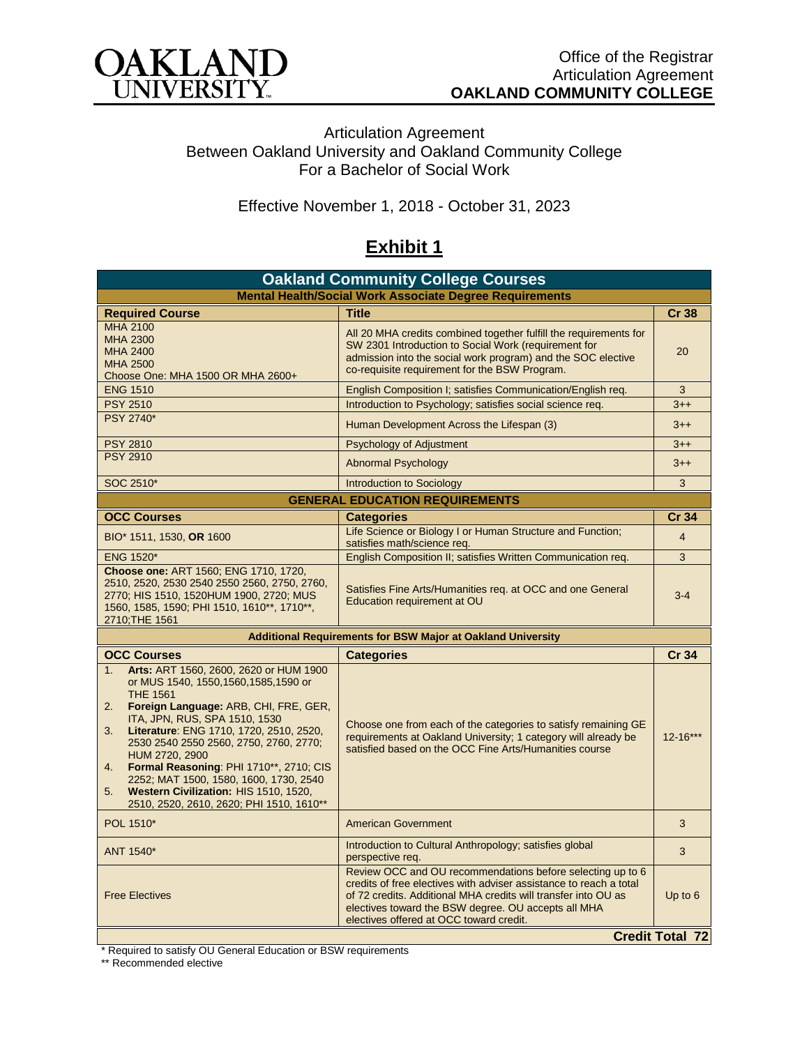Office of the Registrar
Articulation Agreement
**OAKLAND COMMUNITY COLLEGE**

# Articulation Agreement
# Between Oakland University and Oakland Community College
# For a Bachelor of Social Work

Effective November 1, 2018 - October 31, 2023

## Exhibit 1

| **Oakland Community College Courses** | | |
|---|---|---|
| **Mental Health/Social Work Associate Degree Requirements** | | |
| **Required Course** | **Title** | **Cr 38** |
| MHA 2100<br>MHA 2300<br>MHA 2400<br>MHA 2500<br>Choose One: MHA 1500 OR MHA 2600+ | All 20 MHA credits combined together fulfill the requirements for SW 2301 Introduction to Social Work (requirement for admission into the social work program) and the SOC elective co-requisite requirement for the BSW Program. | 20 |
| ENG 1510 | English Composition I; satisfies Communication/English req. | 3 |
| PSY 2510 | Introduction to Psychology; satisfies social science req. | 3++ |
| PSY 2740* | Human Development Across the Lifespan (3) | 3++ |
| PSY 2810 | Psychology of Adjustment | 3++ |
| PSY 2910 | Abnormal Psychology | 3++ |
| SOC 2510* | Introduction to Sociology | 3 |
| **GENERAL EDUCATION REQUIREMENTS** | | |
| **OCC Courses** | **Categories** | **Cr 34** |
| BIO* 1511, 1530, **OR** 1600 | Life Science or Biology I or Human Structure and Function; satisfies math/science req. | 4 |
| ENG 1520* | English Composition II; satisfies Written Communication req. | 3 |
| **Choose one:** ART 1560; ENG 1710, 1720, 2510, 2520, 2530 2540 2550 2560, 2750, 2760, 2770; HIS 1510, 1520HUM 1900, 2720; MUS 1560, 1585, 1590; PHI 1510, 1610**, 1710**, 2710;THE 1561 | Satisfies Fine Arts/Humanities req. at OCC and one General Education requirement at OU | 3-4 |
| **Additional Requirements for BSW Major at Oakland University** | | |
| **OCC Courses** | **Categories** | **Cr 34** |
| 1. **Arts:** ART 1560, 2600, 2620 or HUM 1900 or MUS 1540, 1550,1560,1585,1590 or THE 1561<br>2. **Foreign Language:** ARB, CHI, FRE, GER, ITA, JPN, RUS, SPA 1510, 1530<br>3. **Literature**: ENG 1710, 1720, 2510, 2520, 2530 2540 2550 2560, 2750, 2760, 2770; HUM 2720, 2900<br>4. **Formal Reasoning**: PHI 1710**, 2710; CIS 2252; MAT 1500, 1580, 1600, 1730, 2540<br>5. **Western Civilization:** HIS 1510, 1520, 2510, 2520, 2610, 2620; PHI 1510, 1610** | Choose one from each of the categories to satisfy remaining GE requirements at Oakland University; 1 category will already be satisfied based on the OCC Fine Arts/Humanities course | 12-16*** |
| POL 1510* | American Government | 3 |
| ANT 1540* | Introduction to Cultural Anthropology; satisfies global perspective req. | 3 |
| Free Electives | Review OCC and OU recommendations before selecting up to 6 credits of free electives with adviser assistance to reach a total of 72 credits. Additional MHA credits will transfer into OU as electives toward the BSW degree. OU accepts all MHA electives offered at OCC toward credit. | Up to 6 |
| | | **Credit Total 72** |

\* Required to satisfy OU General Education or BSW requirements

** Recommended elective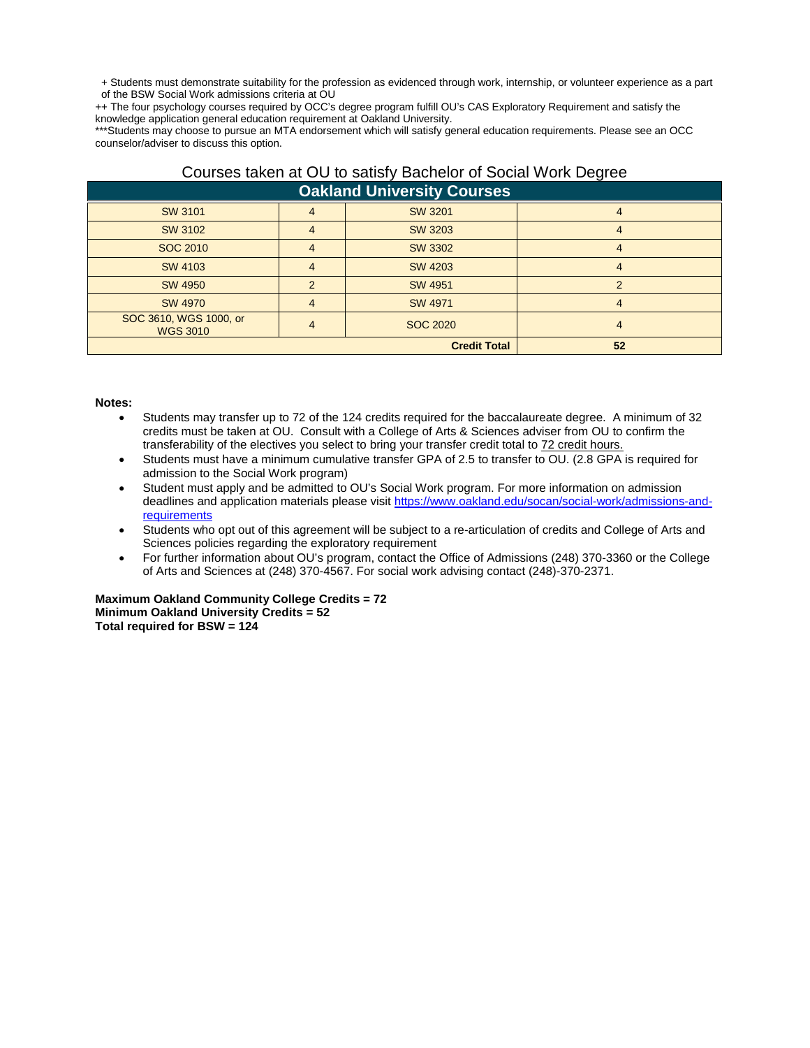+ Students must demonstrate suitability for the profession as evidenced through work, internship, or volunteer experience as a part of the BSW Social Work admissions criteria at OU

++ The four psychology courses required by OCC's degree program fulfill OU's CAS Exploratory Requirement and satisfy the knowledge application general education requirement at Oakland University.

***Students may choose to pursue an MTA endorsement which will satisfy general education requirements. Please see an OCC counselor/adviser to discuss this option.

## Courses taken at OU to satisfy Bachelor of Social Work Degree

| Oakland University Courses | | | |
|---|---|---|---|
| SW 3101 | 4 | SW 3201 | 4 |
| SW 3102 | 4 | SW 3203 | 4 |
| SOC 2010 | 4 | SW 3302 | 4 |
| SW 4103 | 4 | SW 4203 | 4 |
| SW 4950 | 2 | SW 4951 | 2 |
| SW 4970 | 4 | SW 4971 | 4 |
| SOC 3610, WGS 1000, or WGS 3010 | 4 | SOC 2020 | 4 |
| | | **Credit Total** | **52** |

**Notes:**

- Students may transfer up to 72 of the 124 credits required for the baccalaureate degree. A minimum of 32 credits must be taken at OU. Consult with a College of Arts & Sciences adviser from OU to confirm the transferability of the electives you select to bring your transfer credit total to 72 credit hours.
- Students must have a minimum cumulative transfer GPA of 2.5 to transfer to OU. (2.8 GPA is required for admission to the Social Work program)
- Student must apply and be admitted to OU's Social Work program. For more information on admission deadlines and application materials please visit https://www.oakland.edu/socan/social-work/admissions-and-requirements
- Students who opt out of this agreement will be subject to a re-articulation of credits and College of Arts and Sciences policies regarding the exploratory requirement
- For further information about OU's program, contact the Office of Admissions (248) 370-3360 or the College of Arts and Sciences at (248) 370-4567. For social work advising contact (248)-370-2371.

**Maximum Oakland Community College Credits = 72**
**Minimum Oakland University Credits = 52**
**Total required for BSW = 124**